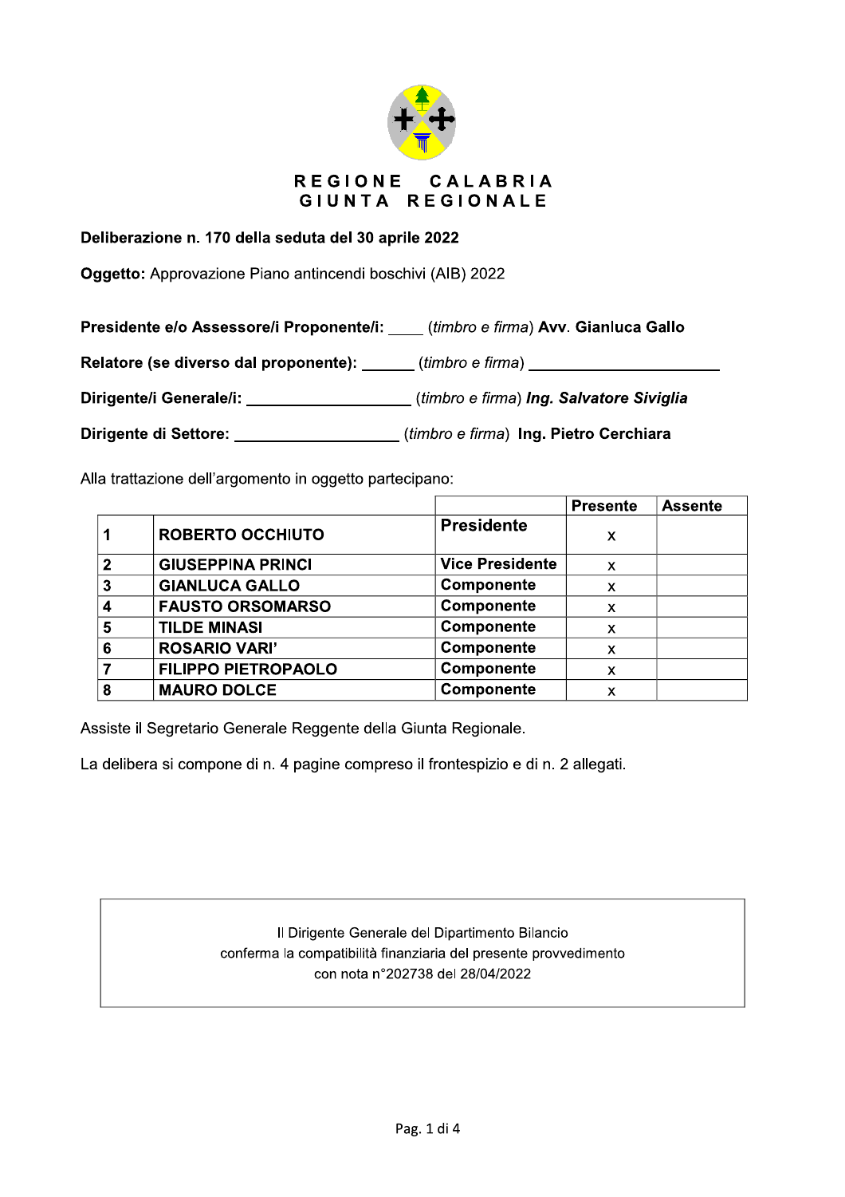**REGIONE CALABRIA**
**GIUNTA REGIONALE**

**Deliberazione n. 170 della seduta del 30 aprile 2022**

**Oggetto:** Approvazione Piano antincendi boschivi (AIB) 2022

**Presidente e/o Assessore/i Proponente/i:** ____ (*timbro e firma*) **Avv. Gianluca Gallo**

**Relatore (se diverso dal proponente):** ______ (*timbro e firma*) ______________________

**Dirigente/i Generale/i:** ___________________ (*timbro e firma*) ***Ing. Salvatore Siviglia***

**Dirigente di Settore:** ___________________ (*timbro e firma*) **Ing. Pietro Cerchiara**

Alla trattazione dell'argomento in oggetto partecipano:

| | | | Presente | Assente |
|---|---|---|---|---|
| **1** | **ROBERTO OCCHIUTO** | **Presidente** | x | |
| **2** | **GIUSEPPINA PRINCI** | **Vice Presidente** | x | |
| **3** | **GIANLUCA GALLO** | **Componente** | x | |
| **4** | **FAUSTO ORSOMARSO** | **Componente** | x | |
| **5** | **TILDE MINASI** | **Componente** | x | |
| **6** | **ROSARIO VARI'** | **Componente** | x | |
| **7** | **FILIPPO PIETROPAOLO** | **Componente** | x | |
| **8** | **MAURO DOLCE** | **Componente** | x | |

Assiste il Segretario Generale Reggente della Giunta Regionale.

La delibera si compone di n. 4 pagine compreso il frontespizio e di n. 2 allegati.

Il Dirigente Generale del Dipartimento Bilancio
conferma la compatibilità finanziaria del presente provvedimento
con nota n°202738 del 28/04/2022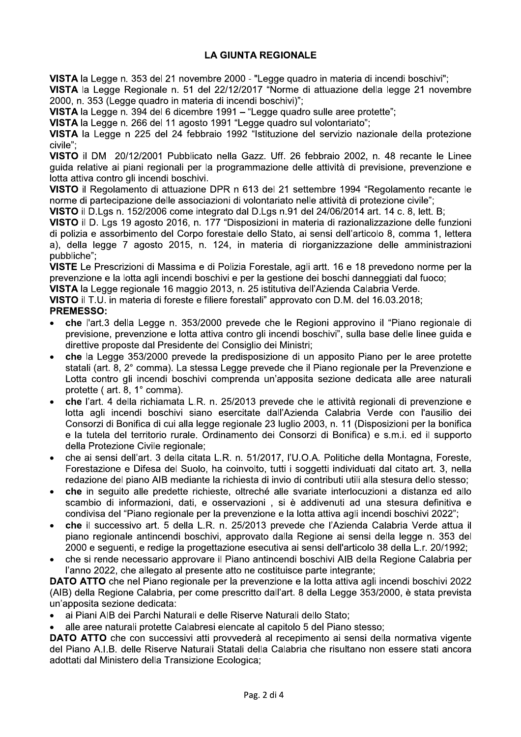## LA GIUNTA REGIONALE

**VISTA** la Legge n. 353 del 21 novembre 2000 - "Legge quadro in materia di incendi boschivi";

**VISTA** la Legge Regionale n. 51 del 22/12/2017 "Norme di attuazione della legge 21 novembre 2000, n. 353 (Legge quadro in materia di incendi boschivi)";

**VISTA** la Legge n. 394 del 6 dicembre 1991 – "Legge quadro sulle aree protette";

**VISTA** la Legge n. 266 del 11 agosto 1991 "Legge quadro sul volontariato";

**VISTA** la Legge n 225 del 24 febbraio 1992 "Istituzione del servizio nazionale della protezione civile";

**VISTO** il DM 20/12/2001 Pubblicato nella Gazz. Uff. 26 febbraio 2002, n. 48 recante le Linee guida relative ai piani regionali per la programmazione delle attività di previsione, prevenzione e lotta attiva contro gli incendi boschivi.

**VISTO** il Regolamento di attuazione DPR n 613 del 21 settembre 1994 "Regolamento recante le norme di partecipazione delle associazioni di volontariato nelle attività di protezione civile";

**VISTO** il D.Lgs n. 152/2006 come integrato dal D.Lgs n.91 del 24/06/2014 art. 14 c. 8, lett. B;

**VISTO** il D. Lgs 19 agosto 2016, n. 177 "Disposizioni in materia di razionalizzazione delle funzioni di polizia e assorbimento del Corpo forestale dello Stato, ai sensi dell'articolo 8, comma 1, lettera a), della legge 7 agosto 2015, n. 124, in materia di riorganizzazione delle amministrazioni pubbliche";

**VISTE** Le Prescrizioni di Massima e di Polizia Forestale, agli artt. 16 e 18 prevedono norme per la prevenzione e la lotta agli incendi boschivi e per la gestione dei boschi danneggiati dal fuoco;

**VISTA** la Legge regionale 16 maggio 2013, n. 25 istitutiva dell'Azienda Calabria Verde.

**VISTO** il T.U. in materia di foreste e filiere forestali" approvato con D.M. del 16.03.2018;

**PREMESSO:**

- **che** l'art.3 della Legge n. 353/2000 prevede che le Regioni approvino il "Piano regionale di previsione, prevenzione e lotta attiva contro gli incendi boschivi", sulla base delle linee guida e direttive proposte dal Presidente del Consiglio dei Ministri;
- **che** la Legge 353/2000 prevede la predisposizione di un apposito Piano per le aree protette statali (art. 8, 2° comma). La stessa Legge prevede che il Piano regionale per la Prevenzione e Lotta contro gli incendi boschivi comprenda un'apposita sezione dedicata alle aree naturali protette ( art. 8, 1° comma).
- **che** l'art. 4 della richiamata L.R. n. 25/2013 prevede che le attività regionali di prevenzione e lotta agli incendi boschivi siano esercitate dall'Azienda Calabria Verde con l'ausilio dei Consorzi di Bonifica di cui alla legge regionale 23 luglio 2003, n. 11 (Disposizioni per la bonifica e la tutela del territorio rurale. Ordinamento dei Consorzi di Bonifica) e s.m.i. ed il supporto della Protezione Civile regionale;
- che ai sensi dell'art. 3 della citata L.R. n. 51/2017, l'U.O.A. Politiche della Montagna, Foreste, Forestazione e Difesa del Suolo, ha coinvolto, tutti i soggetti individuati dal citato art. 3, nella redazione del piano AIB mediante la richiesta di invio di contributi utili alla stesura dello stesso;
- **che** in seguito alle predette richieste, oltreché alle svariate interlocuzioni a distanza ed allo scambio di informazioni, dati, e osservazioni , si è addivenuti ad una stesura definitiva e condivisa del "Piano regionale per la prevenzione e la lotta attiva agli incendi boschivi 2022";
- **che** il successivo art. 5 della L.R. n. 25/2013 prevede che l'Azienda Calabria Verde attua il piano regionale antincendi boschivi, approvato dalla Regione ai sensi della legge n. 353 del 2000 e seguenti, e redige la progettazione esecutiva ai sensi dell'articolo 38 della L.r. 20/1992;
- che si rende necessario approvare il Piano antincendi boschivi AIB della Regione Calabria per l'anno 2022, che allegato al presente atto ne costituisce parte integrante;

**DATO ATTO** che nel Piano regionale per la prevenzione e la lotta attiva agli incendi boschivi 2022 (AIB) della Regione Calabria, per come prescritto dall'art. 8 della Legge 353/2000, è stata prevista un'apposita sezione dedicata:

- ai Piani AIB dei Parchi Naturali e delle Riserve Naturali dello Stato;
- alle aree naturali protette Calabresi elencate al capitolo 5 del Piano stesso;

**DATO ATTO** che con successivi atti provvederà al recepimento ai sensi della normativa vigente del Piano A.I.B. delle Riserve Naturali Statali della Calabria che risultano non essere stati ancora adottati dal Ministero della Transizione Ecologica;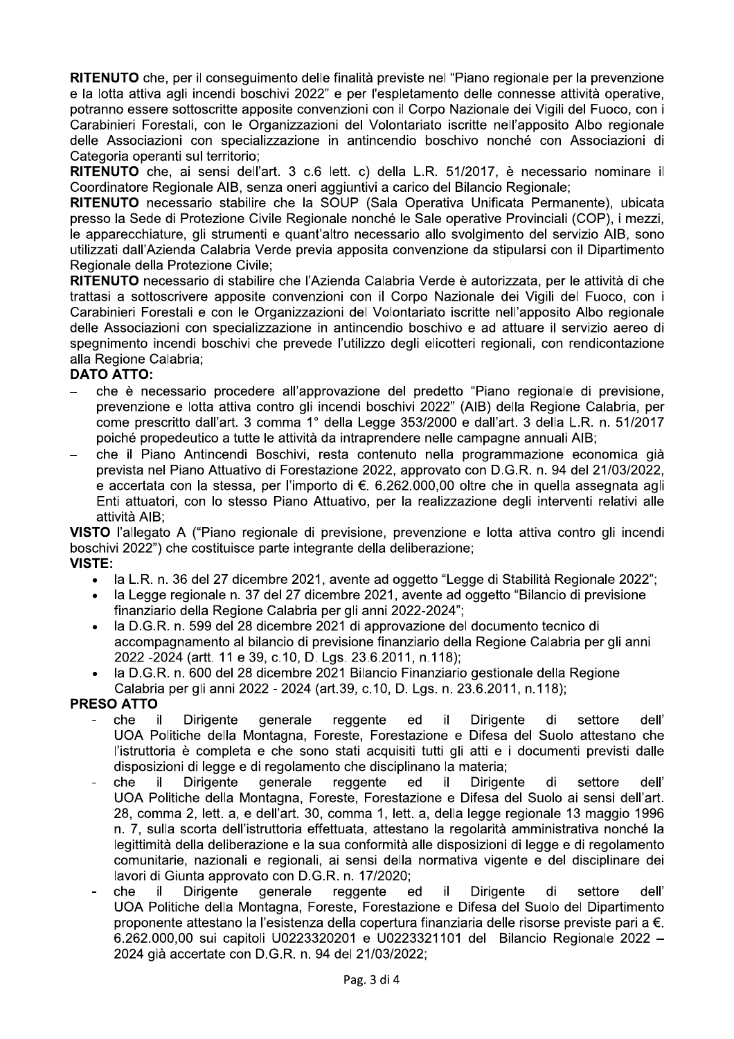**RITENUTO** che, per il conseguimento delle finalità previste nel "Piano regionale per la prevenzione e la lotta attiva agli incendi boschivi 2022" e per l'espletamento delle connesse attività operative, potranno essere sottoscritte apposite convenzioni con il Corpo Nazionale dei Vigili del Fuoco, con i Carabinieri Forestali, con le Organizzazioni del Volontariato iscritte nell'apposito Albo regionale delle Associazioni con specializzazione in antincendio boschivo nonché con Associazioni di Categoria operanti sul territorio;

**RITENUTO** che, ai sensi dell'art. 3 c.6 lett. c) della L.R. 51/2017, è necessario nominare il Coordinatore Regionale AIB, senza oneri aggiuntivi a carico del Bilancio Regionale;

**RITENUTO** necessario stabilire che la SOUP (Sala Operativa Unificata Permanente), ubicata presso la Sede di Protezione Civile Regionale nonché le Sale operative Provinciali (COP), i mezzi, le apparecchiature, gli strumenti e quant'altro necessario allo svolgimento del servizio AIB, sono utilizzati dall'Azienda Calabria Verde previa apposita convenzione da stipularsi con il Dipartimento Regionale della Protezione Civile;

**RITENUTO** necessario di stabilire che l'Azienda Calabria Verde è autorizzata, per le attività di che trattasi a sottoscrivere apposite convenzioni con il Corpo Nazionale dei Vigili del Fuoco, con i Carabinieri Forestali e con le Organizzazioni del Volontariato iscritte nell'apposito Albo regionale delle Associazioni con specializzazione in antincendio boschivo e ad attuare il servizio aereo di spegnimento incendi boschivi che prevede l'utilizzo degli elicotteri regionali, con rendicontazione alla Regione Calabria;

**DATO ATTO:**

- che è necessario procedere all'approvazione del predetto "Piano regionale di previsione, prevenzione e lotta attiva contro gli incendi boschivi 2022" (AIB) della Regione Calabria, per come prescritto dall'art. 3 comma 1° della Legge 353/2000 e dall'art. 3 della L.R. n. 51/2017 poiché propedeutico a tutte le attività da intraprendere nelle campagne annuali AIB;
- che il Piano Antincendi Boschivi, resta contenuto nella programmazione economica già prevista nel Piano Attuativo di Forestazione 2022, approvato con D.G.R. n. 94 del 21/03/2022, e accertata con la stessa, per l'importo di €. 6.262.000,00 oltre che in quella assegnata agli Enti attuatori, con lo stesso Piano Attuativo, per la realizzazione degli interventi relativi alle attività AIB;

**VISTO** l'allegato A ("Piano regionale di previsione, prevenzione e lotta attiva contro gli incendi boschivi 2022") che costituisce parte integrante della deliberazione;

**VISTE:**

- la L.R. n. 36 del 27 dicembre 2021, avente ad oggetto "Legge di Stabilità Regionale 2022";
- la Legge regionale n. 37 del 27 dicembre 2021, avente ad oggetto "Bilancio di previsione finanziario della Regione Calabria per gli anni 2022-2024";
- la D.G.R. n. 599 del 28 dicembre 2021 di approvazione del documento tecnico di accompagnamento al bilancio di previsione finanziario della Regione Calabria per gli anni 2022 -2024 (artt. 11 e 39, c.10, D. Lgs. 23.6.2011, n.118);
- la D.G.R. n. 600 del 28 dicembre 2021 Bilancio Finanziario gestionale della Regione Calabria per gli anni 2022 - 2024 (art.39, c.10, D. Lgs. n. 23.6.2011, n.118);

**PRESO ATTO**

- che il Dirigente generale reggente ed il Dirigente di settore dell' UOA Politiche della Montagna, Foreste, Forestazione e Difesa del Suolo attestano che l'istruttoria è completa e che sono stati acquisiti tutti gli atti e i documenti previsti dalle disposizioni di legge e di regolamento che disciplinano la materia;
- che il Dirigente generale reggente ed il Dirigente di settore dell' UOA Politiche della Montagna, Foreste, Forestazione e Difesa del Suolo ai sensi dell'art. 28, comma 2, lett. a, e dell'art. 30, comma 1, lett. a, della legge regionale 13 maggio 1996 n. 7, sulla scorta dell'istruttoria effettuata, attestano la regolarità amministrativa nonché la legittimità della deliberazione e la sua conformità alle disposizioni di legge e di regolamento comunitarie, nazionali e regionali, ai sensi della normativa vigente e del disciplinare dei lavori di Giunta approvato con D.G.R. n. 17/2020;
- che il Dirigente generale reggente ed il Dirigente di settore dell' UOA Politiche della Montagna, Foreste, Forestazione e Difesa del Suolo del Dipartimento proponente attestano la l'esistenza della copertura finanziaria delle risorse previste pari a €. 6.262.000,00 sui capitoli U0223320201 e U0223321101 del Bilancio Regionale 2022 – 2024 già accertate con D.G.R. n. 94 del 21/03/2022;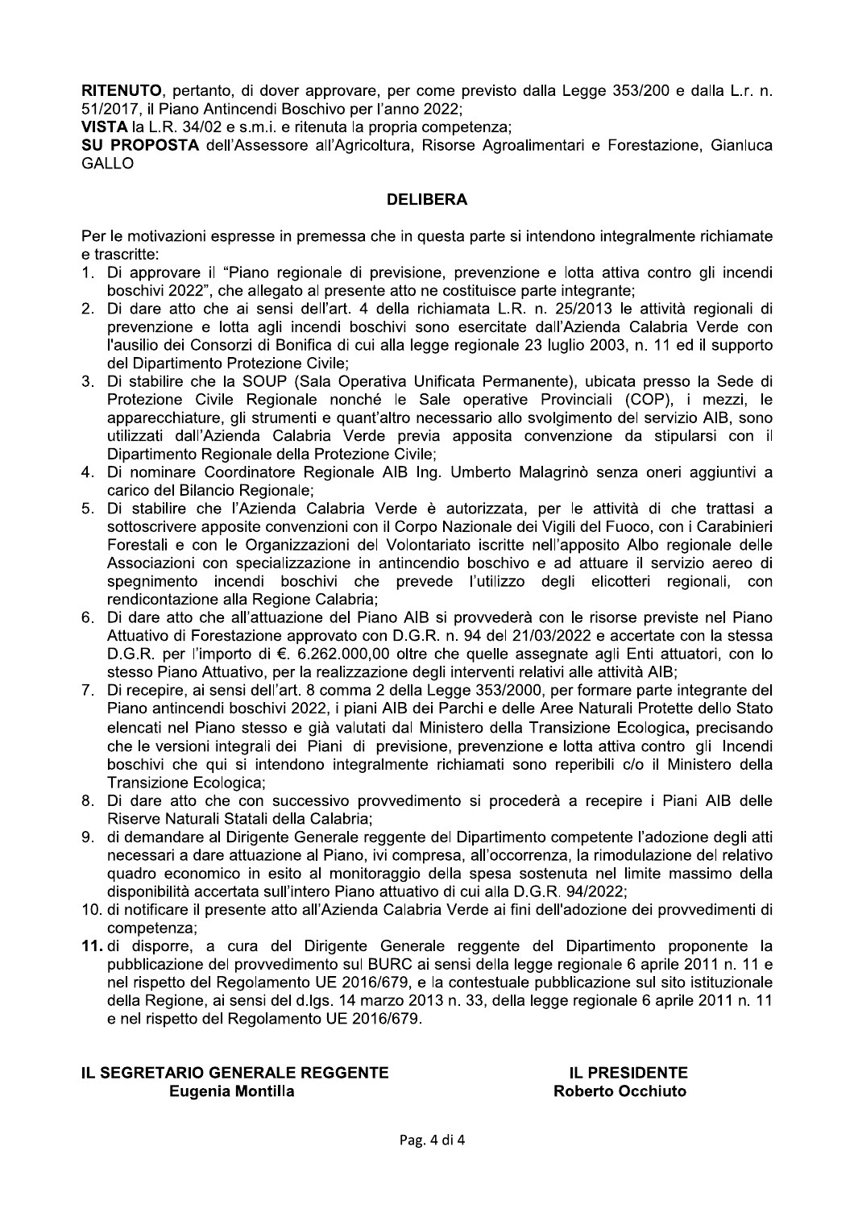**RITENUTO**, pertanto, di dover approvare, per come previsto dalla Legge 353/200 e dalla L.r. n. 51/2017, il Piano Antincendi Boschivo per l'anno 2022;

**VISTA** la L.R. 34/02 e s.m.i. e ritenuta la propria competenza;

**SU PROPOSTA** dell'Assessore all'Agricoltura, Risorse Agroalimentari e Forestazione, Gianluca GALLO

## DELIBERA

Per le motivazioni espresse in premessa che in questa parte si intendono integralmente richiamate e trascritte:

1. Di approvare il "Piano regionale di previsione, prevenzione e lotta attiva contro gli incendi boschivi 2022", che allegato al presente atto ne costituisce parte integrante;
2. Di dare atto che ai sensi dell'art. 4 della richiamata L.R. n. 25/2013 le attività regionali di prevenzione e lotta agli incendi boschivi sono esercitate dall'Azienda Calabria Verde con l'ausilio dei Consorzi di Bonifica di cui alla legge regionale 23 luglio 2003, n. 11 ed il supporto del Dipartimento Protezione Civile;
3. Di stabilire che la SOUP (Sala Operativa Unificata Permanente), ubicata presso la Sede di Protezione Civile Regionale nonché le Sale operative Provinciali (COP), i mezzi, le apparecchiature, gli strumenti e quant'altro necessario allo svolgimento del servizio AIB, sono utilizzati dall'Azienda Calabria Verde previa apposita convenzione da stipularsi con il Dipartimento Regionale della Protezione Civile;
4. Di nominare Coordinatore Regionale AIB Ing. Umberto Malagrinò senza oneri aggiuntivi a carico del Bilancio Regionale;
5. Di stabilire che l'Azienda Calabria Verde è autorizzata, per le attività di che trattasi a sottoscrivere apposite convenzioni con il Corpo Nazionale dei Vigili del Fuoco, con i Carabinieri Forestali e con le Organizzazioni del Volontariato iscritte nell'apposito Albo regionale delle Associazioni con specializzazione in antincendio boschivo e ad attuare il servizio aereo di spegnimento incendi boschivi che prevede l'utilizzo degli elicotteri regionali, con rendicontazione alla Regione Calabria;
6. Di dare atto che all'attuazione del Piano AIB si provvederà con le risorse previste nel Piano Attuativo di Forestazione approvato con D.G.R. n. 94 del 21/03/2022 e accertate con la stessa D.G.R. per l'importo di €. 6.262.000,00 oltre che quelle assegnate agli Enti attuatori, con lo stesso Piano Attuativo, per la realizzazione degli interventi relativi alle attività AIB;
7. Di recepire, ai sensi dell'art. 8 comma 2 della Legge 353/2000, per formare parte integrante del Piano antincendi boschivi 2022, i piani AIB dei Parchi e delle Aree Naturali Protette dello Stato elencati nel Piano stesso e già valutati dal Ministero della Transizione Ecologica**,** precisando che le versioni integrali dei Piani di previsione, prevenzione e lotta attiva contro gli Incendi boschivi che qui si intendono integralmente richiamati sono reperibili c/o il Ministero della Transizione Ecologica;
8. Di dare atto che con successivo provvedimento si procederà a recepire i Piani AIB delle Riserve Naturali Statali della Calabria;
9. di demandare al Dirigente Generale reggente del Dipartimento competente l'adozione degli atti necessari a dare attuazione al Piano, ivi compresa, all'occorrenza, la rimodulazione del relativo quadro economico in esito al monitoraggio della spesa sostenuta nel limite massimo della disponibilità accertata sull'intero Piano attuativo di cui alla D.G.R. 94/2022;
10. di notificare il presente atto all'Azienda Calabria Verde ai fini dell'adozione dei provvedimenti di competenza;
11. di disporre, a cura del Dirigente Generale reggente del Dipartimento proponente la pubblicazione del provvedimento sul BURC ai sensi della legge regionale 6 aprile 2011 n. 11 e nel rispetto del Regolamento UE 2016/679, e la contestuale pubblicazione sul sito istituzionale della Regione, ai sensi del d.lgs. 14 marzo 2013 n. 33, della legge regionale 6 aprile 2011 n. 11 e nel rispetto del Regolamento UE 2016/679.

**IL SEGRETARIO GENERALE REGGENTE**
**Eugenia Montilla**

**IL PRESIDENTE**
**Roberto Occhiuto**